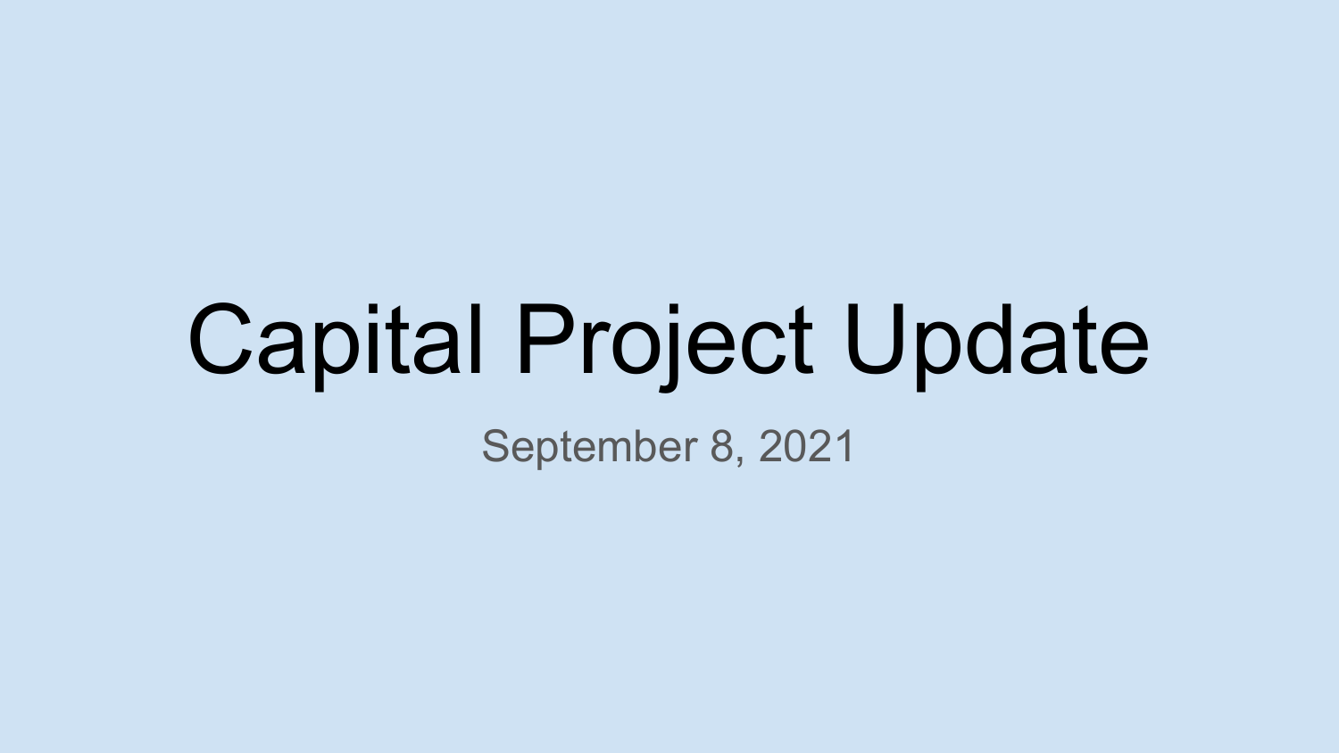# Capital Project Update

September 8, 2021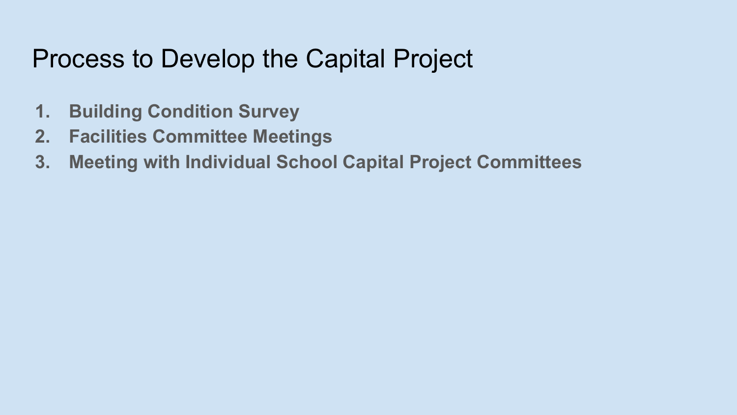# Process to Develop the Capital Project

1. **Building Condition Survey**
2. **Facilities Committee Meetings**
3. **Meeting with Individual School Capital Project Committees**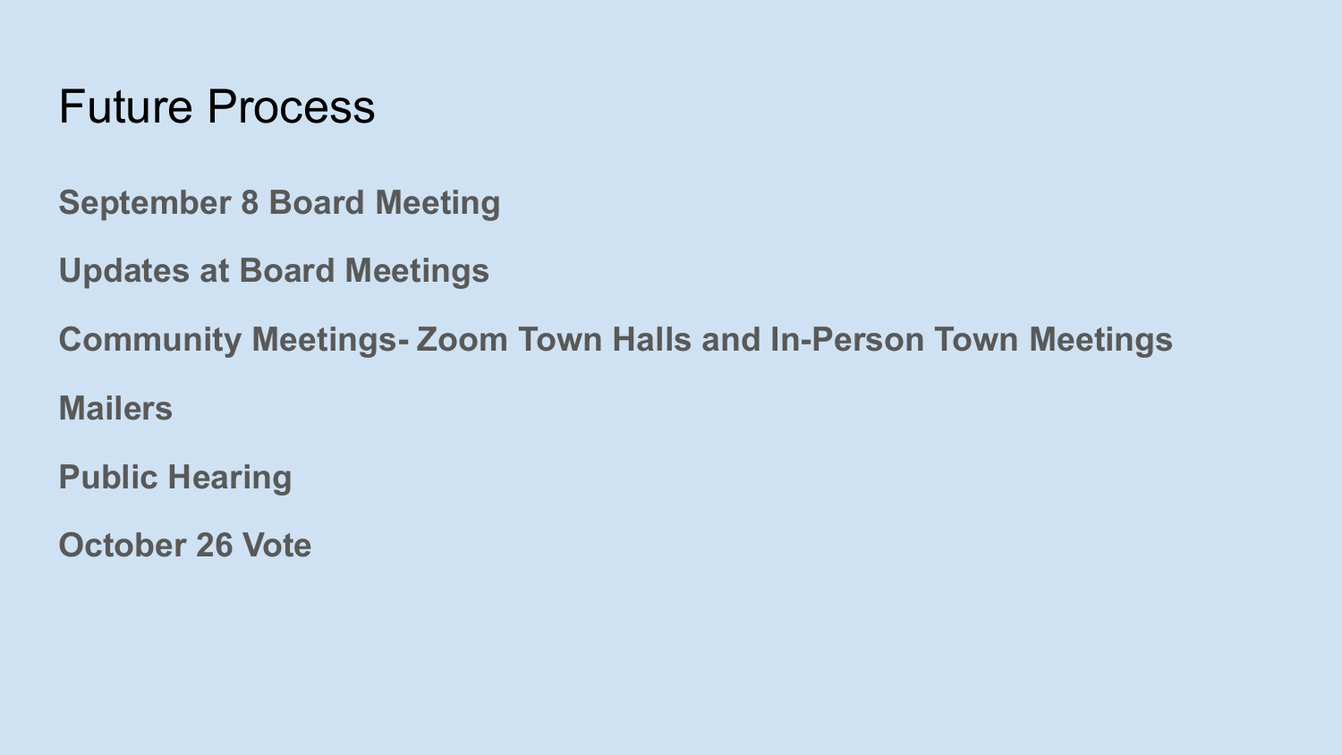# Future Process

**September 8 Board Meeting**

**Updates at Board Meetings**

**Community Meetings- Zoom Town Halls and In-Person Town Meetings**

**Mailers**

**Public Hearing**

**October 26 Vote**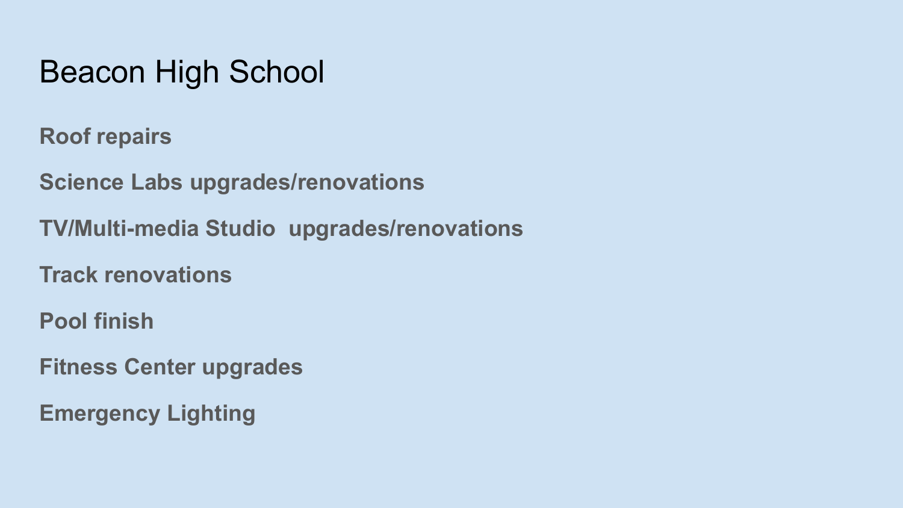# Beacon High School

**Roof repairs**

**Science Labs upgrades/renovations**

**TV/Multi-media Studio  upgrades/renovations**

**Track renovations**

**Pool finish**

**Fitness Center upgrades**

**Emergency Lighting**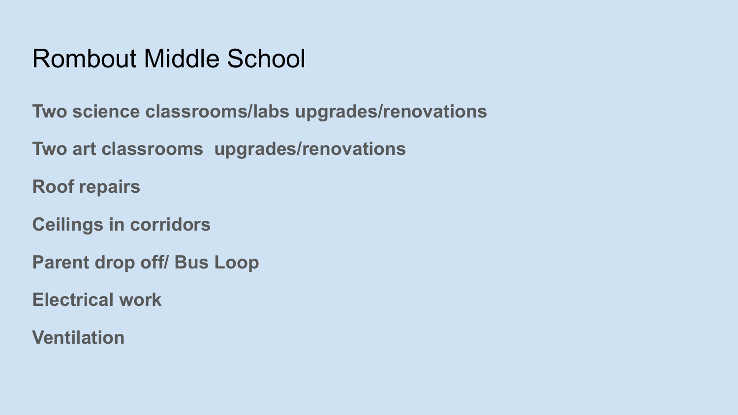# Rombout Middle School

**Two science classrooms/labs upgrades/renovations**

**Two art classrooms  upgrades/renovations**

**Roof repairs**

**Ceilings in corridors**

**Parent drop off/ Bus Loop**

**Electrical work**

**Ventilation**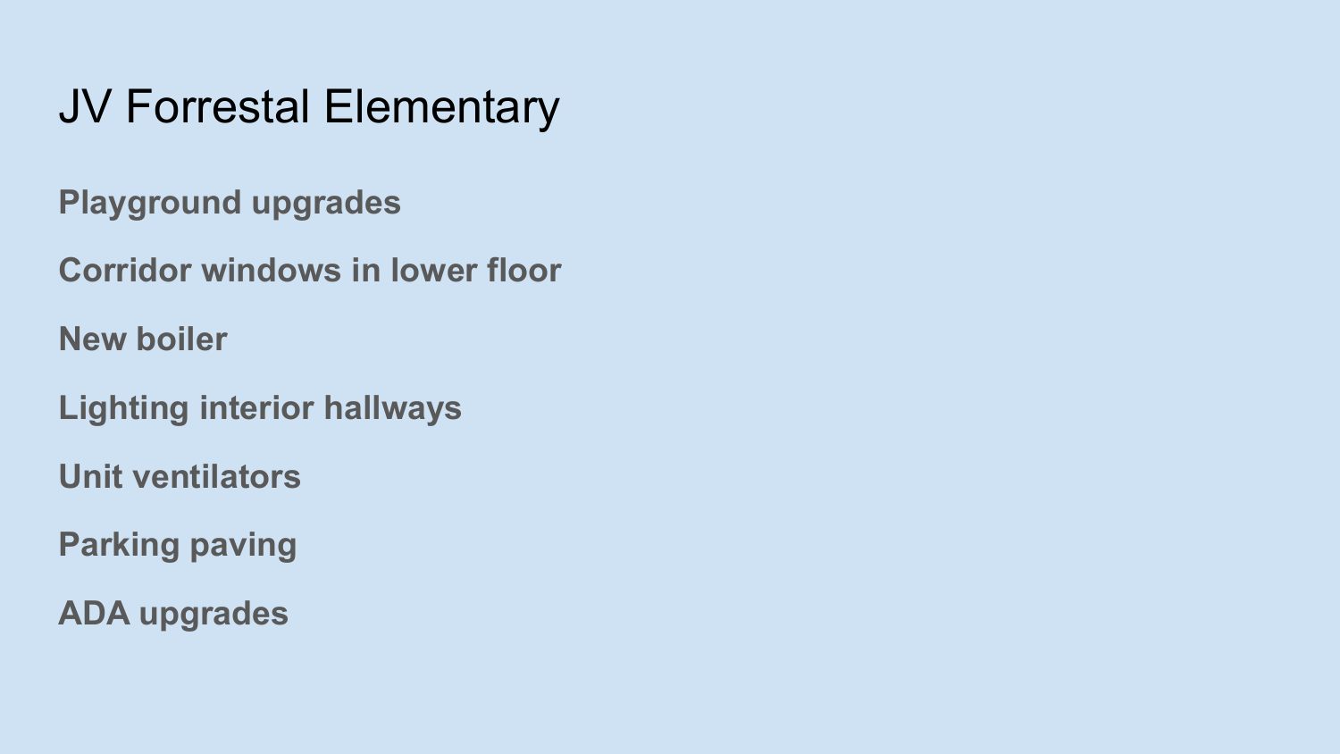# JV Forrestal Elementary

**Playground upgrades**

**Corridor windows in lower floor**

**New boiler**

**Lighting interior hallways**

**Unit ventilators**

**Parking paving**

**ADA upgrades**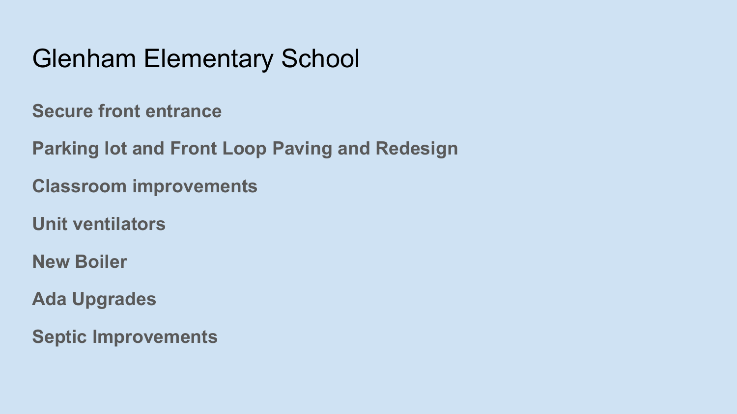# Glenham Elementary School

**Secure front entrance**

**Parking lot and Front Loop Paving and Redesign**

**Classroom improvements**

**Unit ventilators**

**New Boiler**

**Ada Upgrades**

**Septic Improvements**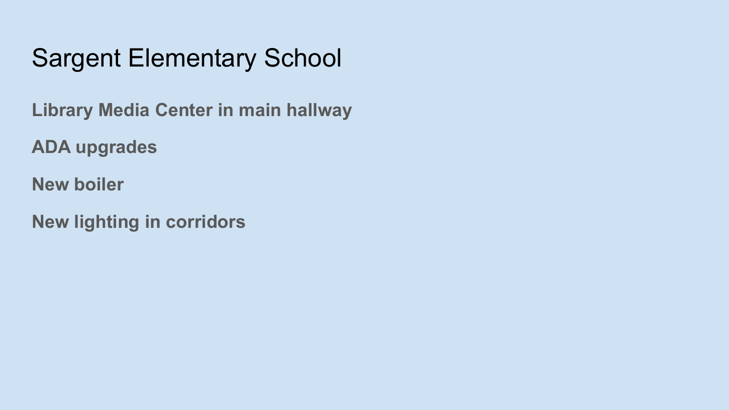# Sargent Elementary School

**Library Media Center in main hallway**

**ADA upgrades**

**New boiler**

**New lighting in corridors**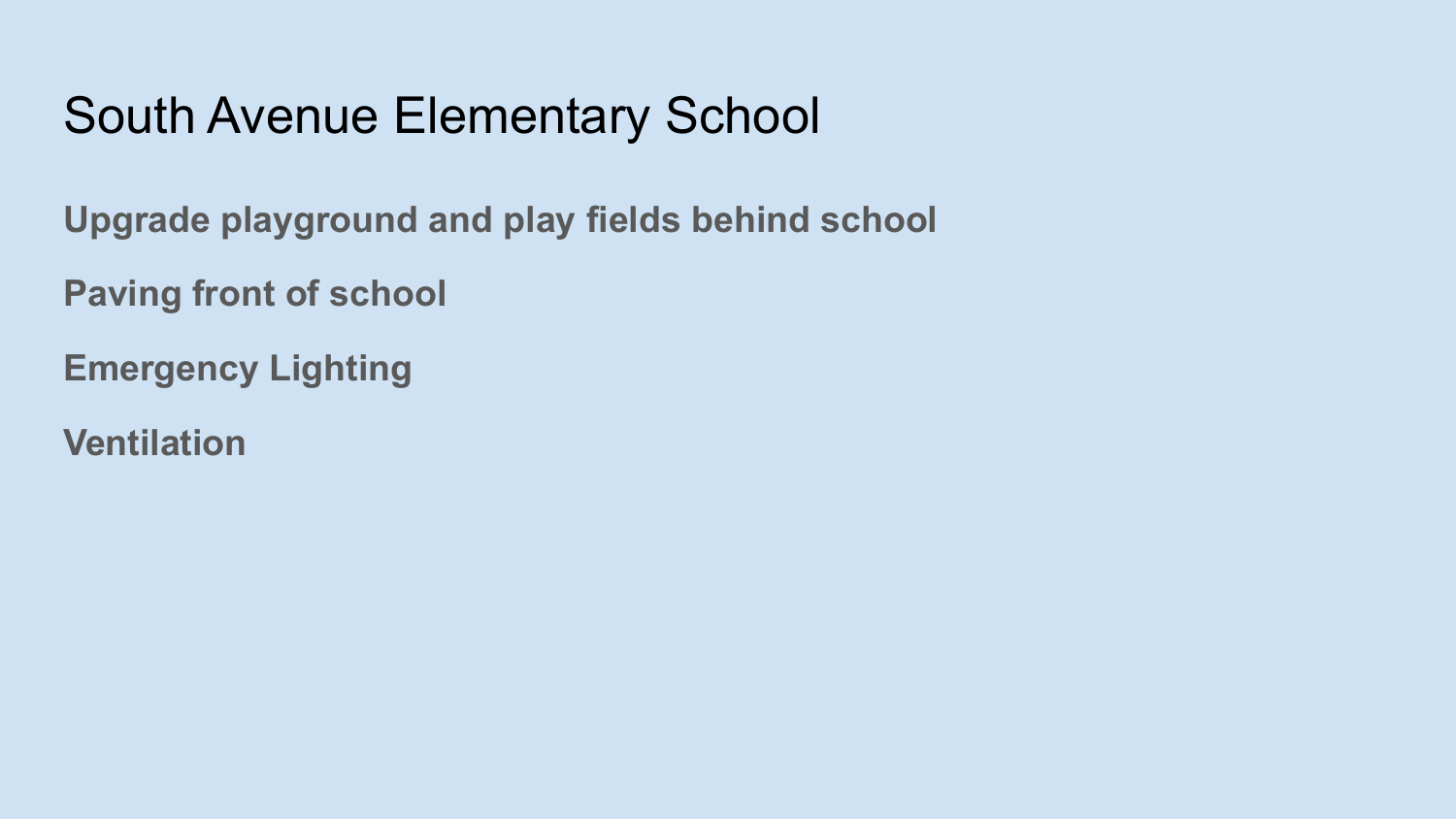# South Avenue Elementary School

**Upgrade playground and play fields behind school**

**Paving front of school**

**Emergency Lighting**

**Ventilation**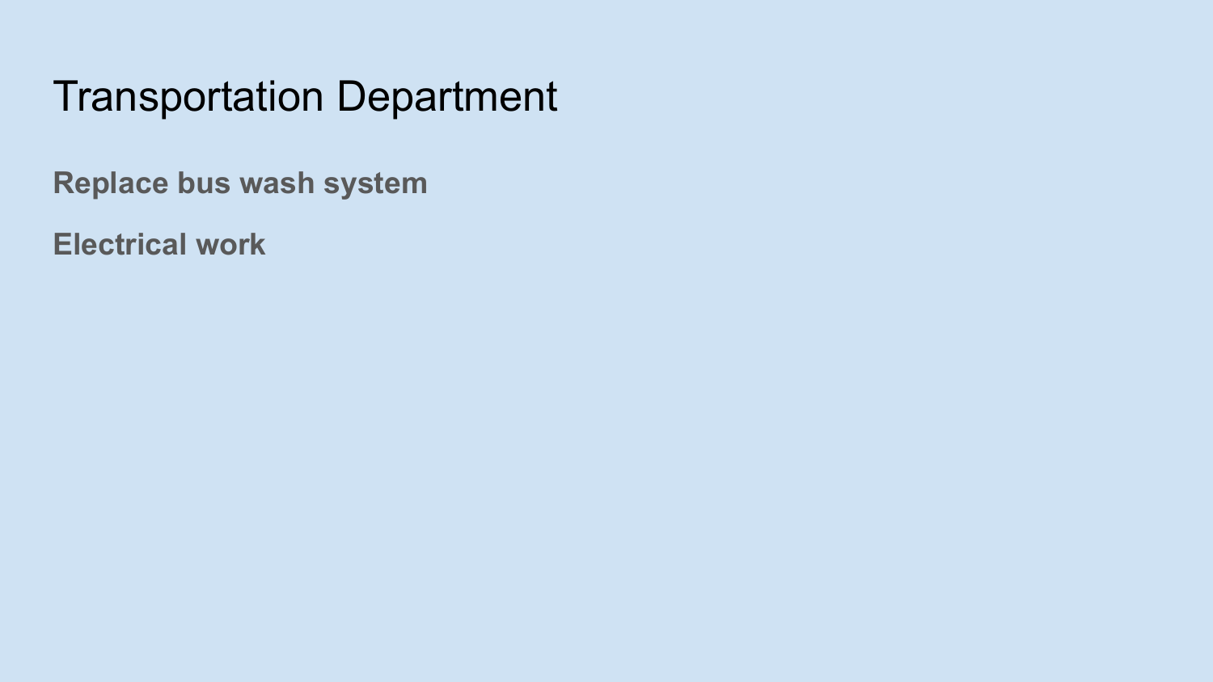# Transportation Department

**Replace bus wash system**

**Electrical work**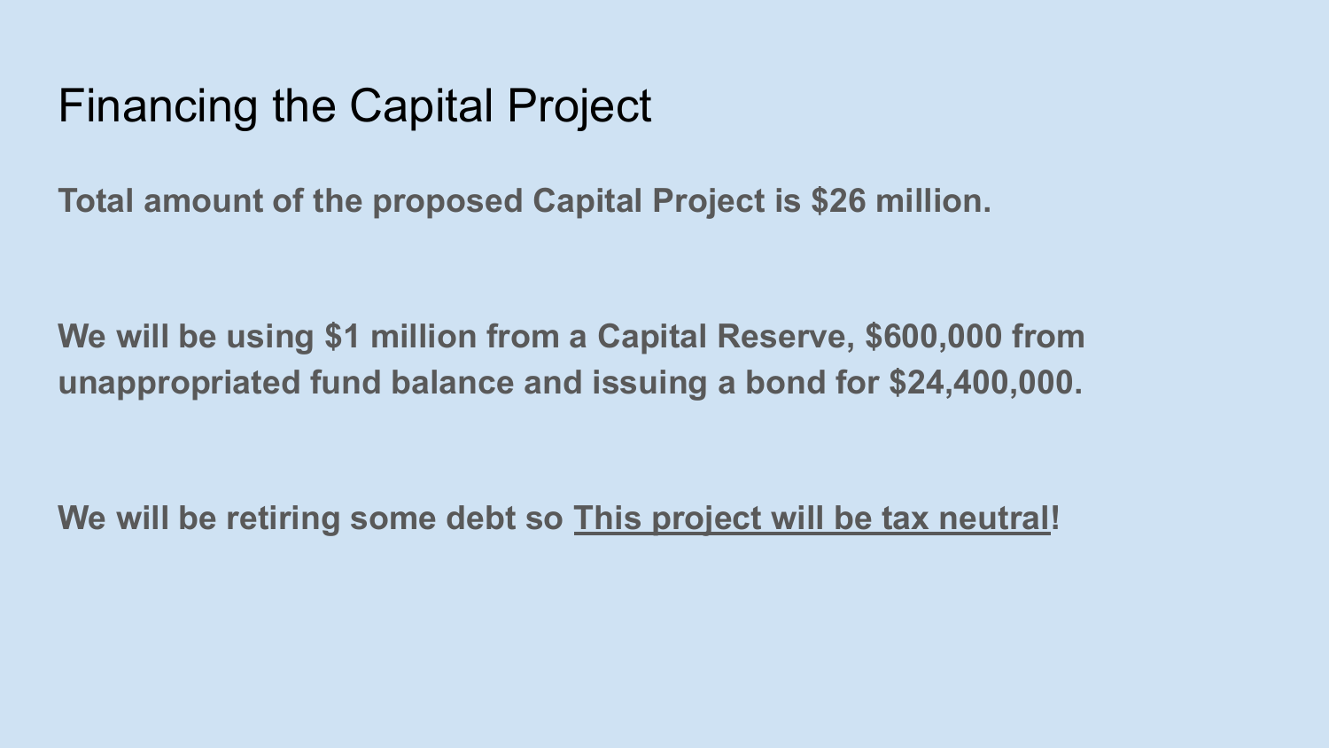# Financing the Capital Project

**Total amount of the proposed Capital Project is $26 million.**

**We will be using $1 million from a Capital Reserve, $600,000 from unappropriated fund balance and issuing a bond for $24,400,000.**

**We will be retiring some debt so <u>This project will be tax neutral</u>!**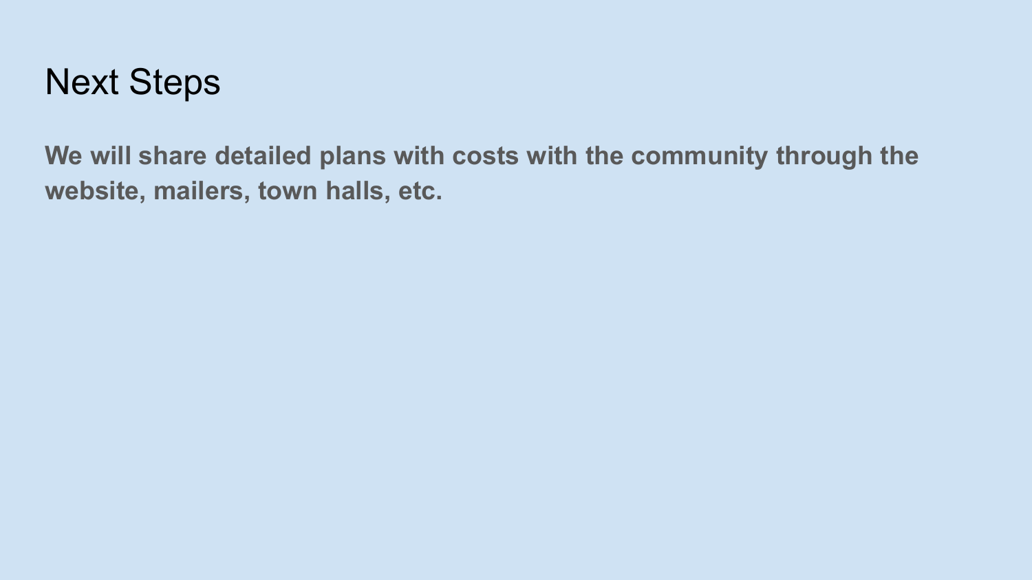# Next Steps

**We will share detailed plans with costs with the community through the website, mailers, town halls, etc.**